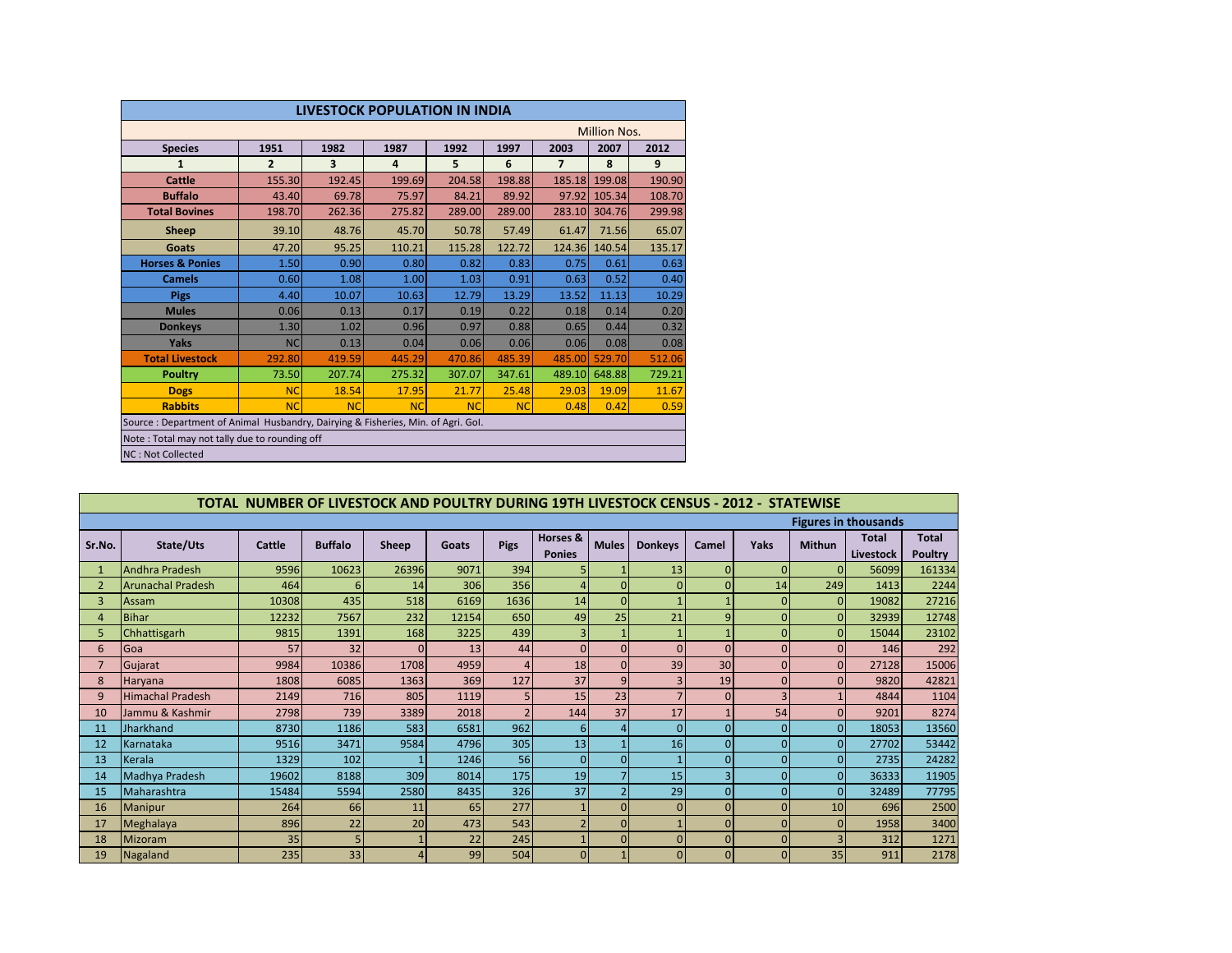## LIVESTOCK POPULATION IN INDIA

Million Nos.

| Species | 1951 | 1982 | 1987 | 1992 | 1997 | 2003 | 2007 | 2012 |
|---|---|---|---|---|---|---|---|---|
| 1 | 2 | 3 | 4 | 5 | 6 | 7 | 8 | 9 |
| Cattle | 155.30 | 192.45 | 199.69 | 204.58 | 198.88 | 185.18 | 199.08 | 190.90 |
| Buffalo | 43.40 | 69.78 | 75.97 | 84.21 | 89.92 | 97.92 | 105.34 | 108.70 |
| Total Bovines | 198.70 | 262.36 | 275.82 | 289.00 | 289.00 | 283.10 | 304.76 | 299.98 |
| Sheep | 39.10 | 48.76 | 45.70 | 50.78 | 57.49 | 61.47 | 71.56 | 65.07 |
| Goats | 47.20 | 95.25 | 110.21 | 115.28 | 122.72 | 124.36 | 140.54 | 135.17 |
| Horses & Ponies | 1.50 | 0.90 | 0.80 | 0.82 | 0.83 | 0.75 | 0.61 | 0.63 |
| Camels | 0.60 | 1.08 | 1.00 | 1.03 | 0.91 | 0.63 | 0.52 | 0.40 |
| Pigs | 4.40 | 10.07 | 10.63 | 12.79 | 13.29 | 13.52 | 11.13 | 10.29 |
| Mules | 0.06 | 0.13 | 0.17 | 0.19 | 0.22 | 0.18 | 0.14 | 0.20 |
| Donkeys | 1.30 | 1.02 | 0.96 | 0.97 | 0.88 | 0.65 | 0.44 | 0.32 |
| Yaks | NC | 0.13 | 0.04 | 0.06 | 0.06 | 0.06 | 0.08 | 0.08 |
| Total Livestock | 292.80 | 419.59 | 445.29 | 470.86 | 485.39 | 485.00 | 529.70 | 512.06 |
| Poultry | 73.50 | 207.74 | 275.32 | 307.07 | 347.61 | 489.10 | 648.88 | 729.21 |
| Dogs | NC | 18.54 | 17.95 | 21.77 | 25.48 | 29.03 | 19.09 | 11.67 |
| Rabbits | NC | NC | NC | NC | NC | 0.48 | 0.42 | 0.59 |

Source : Department of Animal Husbandry, Dairying & Fisheries, Min. of Agri. GoI.

Note : Total may not tally due to rounding off

NC : Not Collected

## TOTAL NUMBER OF LIVESTOCK AND POULTRY DURING 19TH LIVESTOCK CENSUS - 2012 - STATEWISE

Figures in thousands

| Sr.No. | State/Uts | Cattle | Buffalo | Sheep | Goats | Pigs | Horses & Ponies | Mules | Donkeys | Camel | Yaks | Mithun | Total Livestock | Total Poultry |
|---|---|---|---|---|---|---|---|---|---|---|---|---|---|---|
| 1 | Andhra Pradesh | 9596 | 10623 | 26396 | 9071 | 394 | 5 | 1 | 13 | 0 | 0 | 0 | 56099 | 161334 |
| 2 | Arunachal Pradesh | 464 | 6 | 14 | 306 | 356 | 4 | 0 | 0 | 0 | 14 | 249 | 1413 | 2244 |
| 3 | Assam | 10308 | 435 | 518 | 6169 | 1636 | 14 | 0 | 1 | 1 | 0 | 0 | 19082 | 27216 |
| 4 | Bihar | 12232 | 7567 | 232 | 12154 | 650 | 49 | 25 | 21 | 9 | 0 | 0 | 32939 | 12748 |
| 5 | Chhattisgarh | 9815 | 1391 | 168 | 3225 | 439 | 3 | 1 | 1 | 1 | 0 | 0 | 15044 | 23102 |
| 6 | Goa | 57 | 32 | 0 | 13 | 44 | 0 | 0 | 0 | 0 | 0 | 0 | 146 | 292 |
| 7 | Gujarat | 9984 | 10386 | 1708 | 4959 | 4 | 18 | 0 | 39 | 30 | 0 | 0 | 27128 | 15006 |
| 8 | Haryana | 1808 | 6085 | 1363 | 369 | 127 | 37 | 9 | 3 | 19 | 0 | 0 | 9820 | 42821 |
| 9 | Himachal Pradesh | 2149 | 716 | 805 | 1119 | 5 | 15 | 23 | 7 | 0 | 3 | 1 | 4844 | 1104 |
| 10 | Jammu & Kashmir | 2798 | 739 | 3389 | 2018 | 2 | 144 | 37 | 17 | 1 | 54 | 0 | 9201 | 8274 |
| 11 | Jharkhand | 8730 | 1186 | 583 | 6581 | 962 | 6 | 4 | 0 | 0 | 0 | 0 | 18053 | 13560 |
| 12 | Karnataka | 9516 | 3471 | 9584 | 4796 | 305 | 13 | 1 | 16 | 0 | 0 | 0 | 27702 | 53442 |
| 13 | Kerala | 1329 | 102 | 1 | 1246 | 56 | 0 | 0 | 1 | 0 | 0 | 0 | 2735 | 24282 |
| 14 | Madhya Pradesh | 19602 | 8188 | 309 | 8014 | 175 | 19 | 7 | 15 | 3 | 0 | 0 | 36333 | 11905 |
| 15 | Maharashtra | 15484 | 5594 | 2580 | 8435 | 326 | 37 | 2 | 29 | 0 | 0 | 0 | 32489 | 77795 |
| 16 | Manipur | 264 | 66 | 11 | 65 | 277 | 1 | 0 | 0 | 0 | 0 | 10 | 696 | 2500 |
| 17 | Meghalaya | 896 | 22 | 20 | 473 | 543 | 2 | 0 | 1 | 0 | 0 | 0 | 1958 | 3400 |
| 18 | Mizoram | 35 | 5 | 1 | 22 | 245 | 1 | 0 | 0 | 0 | 0 | 3 | 312 | 1271 |
| 19 | Nagaland | 235 | 33 | 4 | 99 | 504 | 0 | 1 | 0 | 0 | 0 | 35 | 911 | 2178 |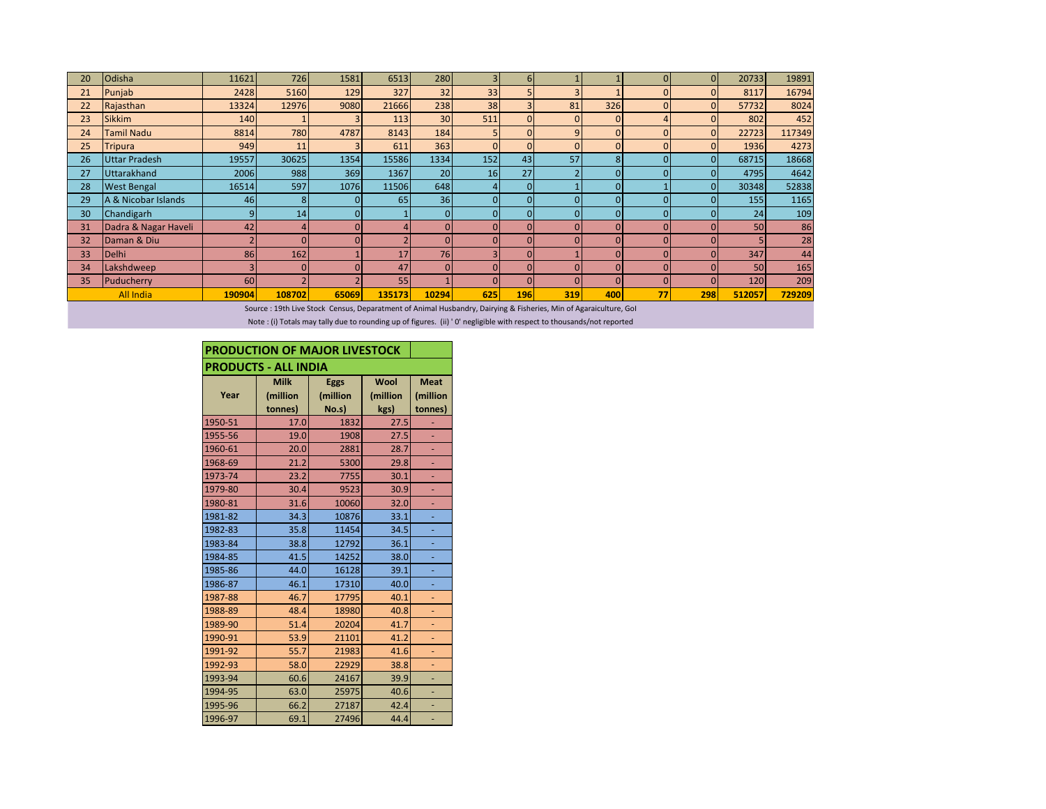| 20 | Odisha | 11621 | 726 | 1581 | 6513 | 280 | 3 | 6 | 1 | 1 | 0 | 0 | 20733 | 19891 |
|---|---|---|---|---|---|---|---|---|---|---|---|---|---|---|
| 21 | Punjab | 2428 | 5160 | 129 | 327 | 32 | 33 | 5 | 3 | 1 | 0 | 0 | 8117 | 16794 |
| 22 | Rajasthan | 13324 | 12976 | 9080 | 21666 | 238 | 38 | 3 | 81 | 326 | 0 | 0 | 57732 | 8024 |
| 23 | Sikkim | 140 | 1 | 3 | 113 | 30 | 511 | 0 | 0 | 0 | 4 | 0 | 802 | 452 |
| 24 | Tamil Nadu | 8814 | 780 | 4787 | 8143 | 184 | 5 | 0 | 9 | 0 | 0 | 0 | 22723 | 117349 |
| 25 | Tripura | 949 | 11 | 3 | 611 | 363 | 0 | 0 | 0 | 0 | 0 | 0 | 1936 | 4273 |
| 26 | Uttar Pradesh | 19557 | 30625 | 1354 | 15586 | 1334 | 152 | 43 | 57 | 8 | 0 | 0 | 68715 | 18668 |
| 27 | Uttarakhand | 2006 | 988 | 369 | 1367 | 20 | 16 | 27 | 2 | 0 | 0 | 0 | 4795 | 4642 |
| 28 | West Bengal | 16514 | 597 | 1076 | 11506 | 648 | 4 | 0 | 1 | 0 | 1 | 0 | 30348 | 52838 |
| 29 | A & Nicobar Islands | 46 | 8 | 0 | 65 | 36 | 0 | 0 | 0 | 0 | 0 | 0 | 155 | 1165 |
| 30 | Chandigarh | 9 | 14 | 0 | 1 | 0 | 0 | 0 | 0 | 0 | 0 | 0 | 24 | 109 |
| 31 | Dadra & Nagar Haveli | 42 | 4 | 0 | 4 | 0 | 0 | 0 | 0 | 0 | 0 | 0 | 50 | 86 |
| 32 | Daman & Diu | 2 | 0 | 0 | 2 | 0 | 0 | 0 | 0 | 0 | 0 | 0 | 5 | 28 |
| 33 | Delhi | 86 | 162 | 1 | 17 | 76 | 3 | 0 | 1 | 0 | 0 | 0 | 347 | 44 |
| 34 | Lakshdweep | 3 | 0 | 0 | 47 | 0 | 0 | 0 | 0 | 0 | 0 | 0 | 50 | 165 |
| 35 | Puducherry | 60 | 2 | 2 | 55 | 1 | 0 | 0 | 0 | 0 | 0 | 0 | 120 | 209 |
| | **All India** | **190904** | **108702** | **65069** | **135173** | **10294** | **625** | **196** | **319** | **400** | **77** | **298** | **512057** | **729209** |

Source : 19th Live Stock Census, Deparatment of Animal Husbandry, Dairying & Fisheries, Min of Agaraiculture, GoI

Note : (i) Totals may tally due to rounding up of figures. (ii) ' 0' negligible with respect to thousands/not reported

## PRODUCTION OF MAJOR LIVESTOCK PRODUCTS - ALL INDIA

| Year | Milk (million tonnes) | Eggs (million No.s) | Wool (million kgs) | Meat (million tonnes) |
|---|---|---|---|---|
| 1950-51 | 17.0 | 1832 | 27.5 | - |
| 1955-56 | 19.0 | 1908 | 27.5 | - |
| 1960-61 | 20.0 | 2881 | 28.7 | - |
| 1968-69 | 21.2 | 5300 | 29.8 | - |
| 1973-74 | 23.2 | 7755 | 30.1 | - |
| 1979-80 | 30.4 | 9523 | 30.9 | - |
| 1980-81 | 31.6 | 10060 | 32.0 | - |
| 1981-82 | 34.3 | 10876 | 33.1 | - |
| 1982-83 | 35.8 | 11454 | 34.5 | - |
| 1983-84 | 38.8 | 12792 | 36.1 | - |
| 1984-85 | 41.5 | 14252 | 38.0 | - |
| 1985-86 | 44.0 | 16128 | 39.1 | - |
| 1986-87 | 46.1 | 17310 | 40.0 | - |
| 1987-88 | 46.7 | 17795 | 40.1 | - |
| 1988-89 | 48.4 | 18980 | 40.8 | - |
| 1989-90 | 51.4 | 20204 | 41.7 | - |
| 1990-91 | 53.9 | 21101 | 41.2 | - |
| 1991-92 | 55.7 | 21983 | 41.6 | - |
| 1992-93 | 58.0 | 22929 | 38.8 | - |
| 1993-94 | 60.6 | 24167 | 39.9 | - |
| 1994-95 | 63.0 | 25975 | 40.6 | - |
| 1995-96 | 66.2 | 27187 | 42.4 | - |
| 1996-97 | 69.1 | 27496 | 44.4 | - |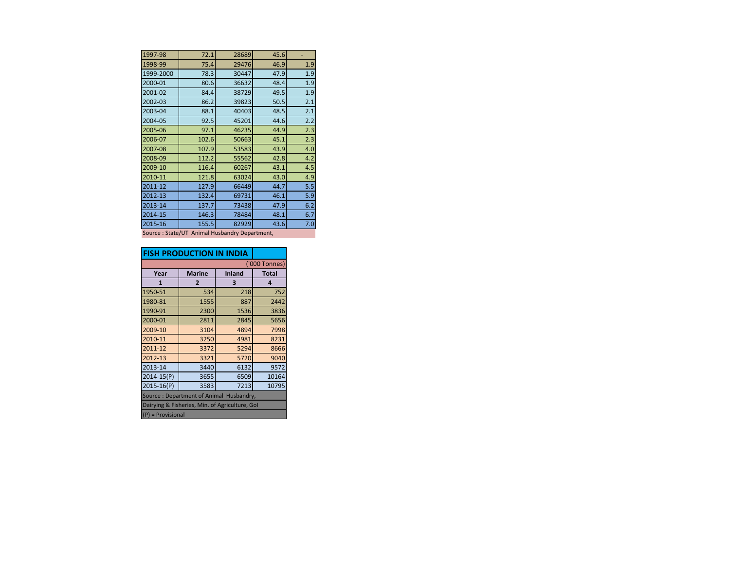| | | | | |
|---|---|---|---|---|
| 1997-98 | 72.1 | 28689 | 45.6 | - |
| 1998-99 | 75.4 | 29476 | 46.9 | 1.9 |
| 1999-2000 | 78.3 | 30447 | 47.9 | 1.9 |
| 2000-01 | 80.6 | 36632 | 48.4 | 1.9 |
| 2001-02 | 84.4 | 38729 | 49.5 | 1.9 |
| 2002-03 | 86.2 | 39823 | 50.5 | 2.1 |
| 2003-04 | 88.1 | 40403 | 48.5 | 2.1 |
| 2004-05 | 92.5 | 45201 | 44.6 | 2.2 |
| 2005-06 | 97.1 | 46235 | 44.9 | 2.3 |
| 2006-07 | 102.6 | 50663 | 45.1 | 2.3 |
| 2007-08 | 107.9 | 53583 | 43.9 | 4.0 |
| 2008-09 | 112.2 | 55562 | 42.8 | 4.2 |
| 2009-10 | 116.4 | 60267 | 43.1 | 4.5 |
| 2010-11 | 121.8 | 63024 | 43.0 | 4.9 |
| 2011-12 | 127.9 | 66449 | 44.7 | 5.5 |
| 2012-13 | 132.4 | 69731 | 46.1 | 5.9 |
| 2013-14 | 137.7 | 73438 | 47.9 | 6.2 |
| 2014-15 | 146.3 | 78484 | 48.1 | 6.7 |
| 2015-16 | 155.5 | 82929 | 43.6 | 7.0 |

Source : State/UT Animal Husbandry Department,

## FISH PRODUCTION IN INDIA

('000 Tonnes)

| Year | Marine | Inland | Total |
|---|---|---|---|
| 1 | 2 | 3 | 4 |
| 1950-51 | 534 | 218 | 752 |
| 1980-81 | 1555 | 887 | 2442 |
| 1990-91 | 2300 | 1536 | 3836 |
| 2000-01 | 2811 | 2845 | 5656 |
| 2009-10 | 3104 | 4894 | 7998 |
| 2010-11 | 3250 | 4981 | 8231 |
| 2011-12 | 3372 | 5294 | 8666 |
| 2012-13 | 3321 | 5720 | 9040 |
| 2013-14 | 3440 | 6132 | 9572 |
| 2014-15(P) | 3655 | 6509 | 10164 |
| 2015-16(P) | 3583 | 7213 | 10795 |

Source : Department of Animal Husbandry, Dairying & Fisheries, Min. of Agriculture, GoI

(P) = Provisional